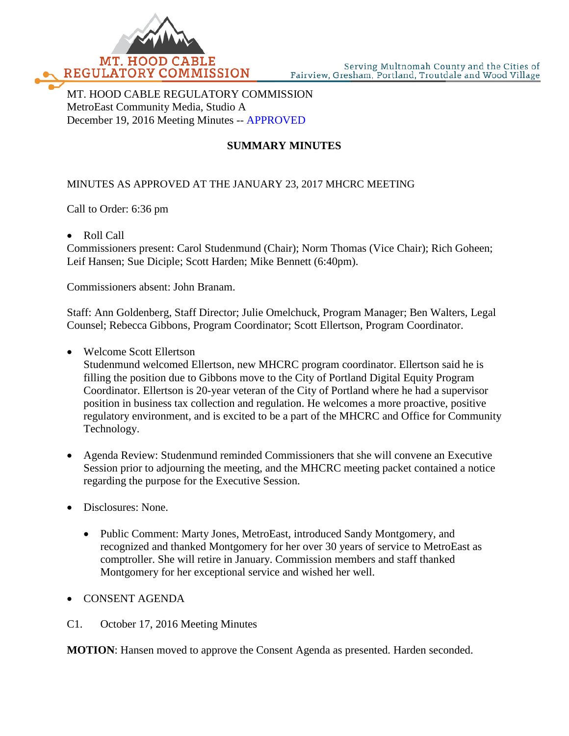MT. HOOD CABLE REGULATORY COMMISSION

Serving Multnomah County and the Cities of Fairview, Gresham, Portland, Troutdale and Wood Village

MT. HOOD CABLE REGULATORY COMMISSION
MetroEast Community Media, Studio A
December 19, 2016 Meeting Minutes -- APPROVED

**SUMMARY MINUTES**

MINUTES AS APPROVED AT THE JANUARY 23, 2017 MHCRC MEETING

Call to Order: 6:36 pm

- Roll Call

Commissioners present: Carol Studenmund (Chair); Norm Thomas (Vice Chair); Rich Goheen; Leif Hansen; Sue Diciple; Scott Harden; Mike Bennett (6:40pm).

Commissioners absent: John Branam.

Staff: Ann Goldenberg, Staff Director; Julie Omelchuck, Program Manager; Ben Walters, Legal Counsel; Rebecca Gibbons, Program Coordinator; Scott Ellertson, Program Coordinator.

- Welcome Scott Ellertson
  Studenmund welcomed Ellertson, new MHCRC program coordinator. Ellertson said he is filling the position due to Gibbons move to the City of Portland Digital Equity Program Coordinator. Ellertson is 20-year veteran of the City of Portland where he had a supervisor position in business tax collection and regulation. He welcomes a more proactive, positive regulatory environment, and is excited to be a part of the MHCRC and Office for Community Technology.

- Agenda Review: Studenmund reminded Commissioners that she will convene an Executive Session prior to adjourning the meeting, and the MHCRC meeting packet contained a notice regarding the purpose for the Executive Session.

- Disclosures: None.

  - Public Comment: Marty Jones, MetroEast, introduced Sandy Montgomery, and recognized and thanked Montgomery for her over 30 years of service to MetroEast as comptroller. She will retire in January. Commission members and staff thanked Montgomery for her exceptional service and wished her well.

- CONSENT AGENDA

C1. October 17, 2016 Meeting Minutes

**MOTION**: Hansen moved to approve the Consent Agenda as presented. Harden seconded.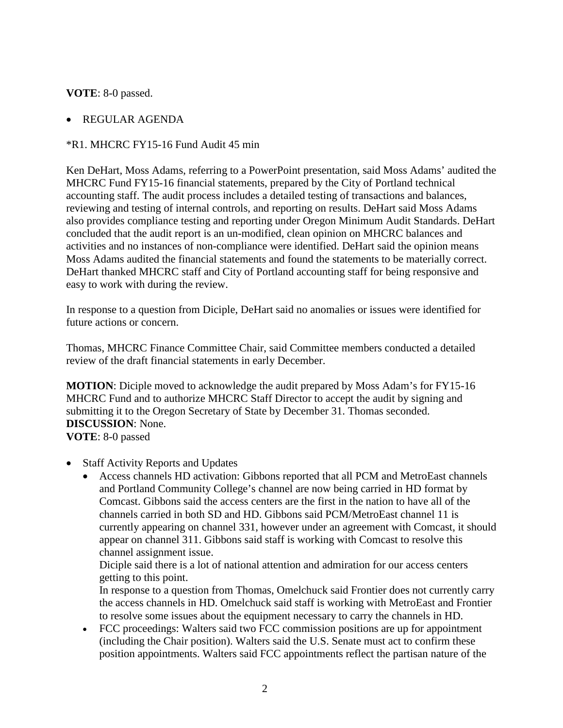**VOTE**: 8-0 passed.

- REGULAR AGENDA

*R1. MHCRC FY15-16 Fund Audit 45 min

Ken DeHart, Moss Adams, referring to a PowerPoint presentation, said Moss Adams' audited the MHCRC Fund FY15-16 financial statements, prepared by the City of Portland technical accounting staff. The audit process includes a detailed testing of transactions and balances, reviewing and testing of internal controls, and reporting on results. DeHart said Moss Adams also provides compliance testing and reporting under Oregon Minimum Audit Standards. DeHart concluded that the audit report is an un-modified, clean opinion on MHCRC balances and activities and no instances of non-compliance were identified. DeHart said the opinion means Moss Adams audited the financial statements and found the statements to be materially correct. DeHart thanked MHCRC staff and City of Portland accounting staff for being responsive and easy to work with during the review.

In response to a question from Diciple, DeHart said no anomalies or issues were identified for future actions or concern.

Thomas, MHCRC Finance Committee Chair, said Committee members conducted a detailed review of the draft financial statements in early December.

**MOTION**: Diciple moved to acknowledge the audit prepared by Moss Adam's for FY15-16 MHCRC Fund and to authorize MHCRC Staff Director to accept the audit by signing and submitting it to the Oregon Secretary of State by December 31. Thomas seconded.
**DISCUSSION**: None.
**VOTE**: 8-0 passed

- Staff Activity Reports and Updates
  - Access channels HD activation: Gibbons reported that all PCM and MetroEast channels and Portland Community College's channel are now being carried in HD format by Comcast. Gibbons said the access centers are the first in the nation to have all of the channels carried in both SD and HD. Gibbons said PCM/MetroEast channel 11 is currently appearing on channel 331, however under an agreement with Comcast, it should appear on channel 311. Gibbons said staff is working with Comcast to resolve this channel assignment issue.
    Diciple said there is a lot of national attention and admiration for our access centers getting to this point.
    In response to a question from Thomas, Omelchuck said Frontier does not currently carry the access channels in HD. Omelchuck said staff is working with MetroEast and Frontier to resolve some issues about the equipment necessary to carry the channels in HD.
  - FCC proceedings: Walters said two FCC commission positions are up for appointment (including the Chair position). Walters said the U.S. Senate must act to confirm these position appointments. Walters said FCC appointments reflect the partisan nature of the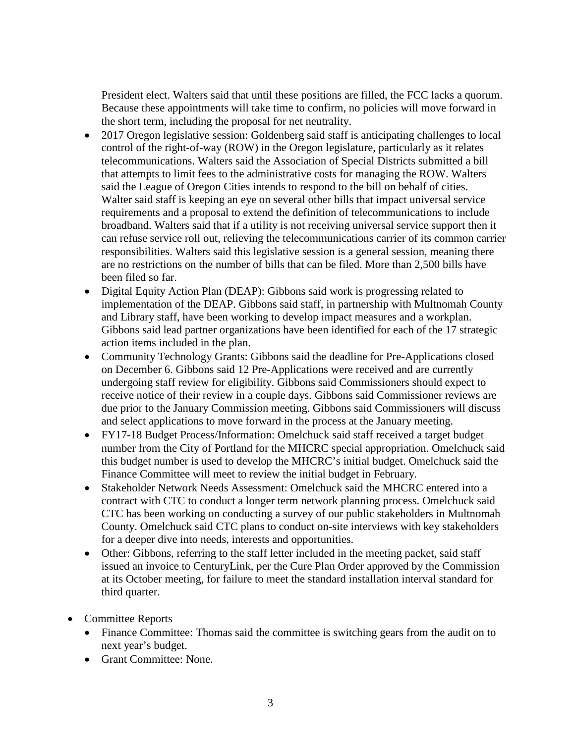President elect. Walters said that until these positions are filled, the FCC lacks a quorum. Because these appointments will take time to confirm, no policies will move forward in the short term, including the proposal for net neutrality.

- 2017 Oregon legislative session: Goldenberg said staff is anticipating challenges to local control of the right-of-way (ROW) in the Oregon legislature, particularly as it relates telecommunications. Walters said the Association of Special Districts submitted a bill that attempts to limit fees to the administrative costs for managing the ROW. Walters said the League of Oregon Cities intends to respond to the bill on behalf of cities. Walter said staff is keeping an eye on several other bills that impact universal service requirements and a proposal to extend the definition of telecommunications to include broadband. Walters said that if a utility is not receiving universal service support then it can refuse service roll out, relieving the telecommunications carrier of its common carrier responsibilities. Walters said this legislative session is a general session, meaning there are no restrictions on the number of bills that can be filed. More than 2,500 bills have been filed so far.
- Digital Equity Action Plan (DEAP): Gibbons said work is progressing related to implementation of the DEAP. Gibbons said staff, in partnership with Multnomah County and Library staff, have been working to develop impact measures and a workplan. Gibbons said lead partner organizations have been identified for each of the 17 strategic action items included in the plan.
- Community Technology Grants: Gibbons said the deadline for Pre-Applications closed on December 6. Gibbons said 12 Pre-Applications were received and are currently undergoing staff review for eligibility. Gibbons said Commissioners should expect to receive notice of their review in a couple days. Gibbons said Commissioner reviews are due prior to the January Commission meeting. Gibbons said Commissioners will discuss and select applications to move forward in the process at the January meeting.
- FY17-18 Budget Process/Information: Omelchuck said staff received a target budget number from the City of Portland for the MHCRC special appropriation. Omelchuck said this budget number is used to develop the MHCRC's initial budget. Omelchuck said the Finance Committee will meet to review the initial budget in February.
- Stakeholder Network Needs Assessment: Omelchuck said the MHCRC entered into a contract with CTC to conduct a longer term network planning process. Omelchuck said CTC has been working on conducting a survey of our public stakeholders in Multnomah County. Omelchuck said CTC plans to conduct on-site interviews with key stakeholders for a deeper dive into needs, interests and opportunities.
- Other: Gibbons, referring to the staff letter included in the meeting packet, said staff issued an invoice to CenturyLink, per the Cure Plan Order approved by the Commission at its October meeting, for failure to meet the standard installation interval standard for third quarter.

- Committee Reports
  - Finance Committee: Thomas said the committee is switching gears from the audit on to next year's budget.
  - Grant Committee: None.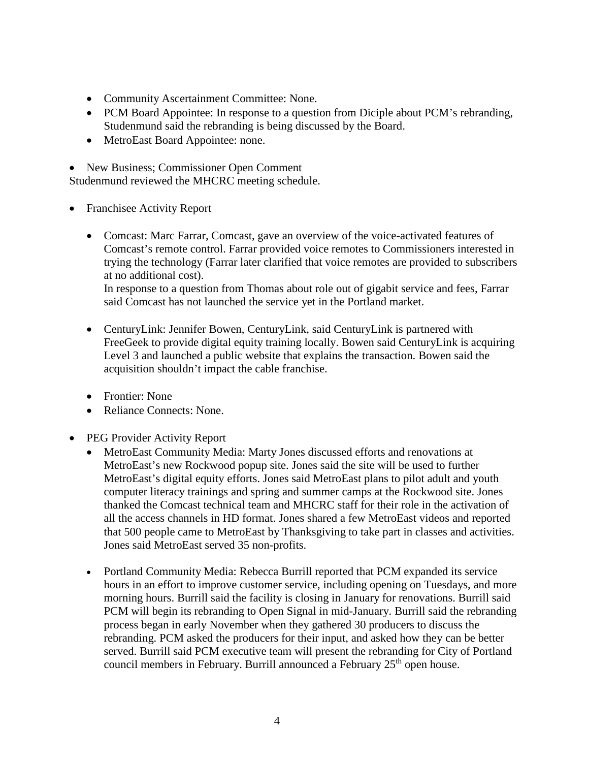- Community Ascertainment Committee: None.
- PCM Board Appointee: In response to a question from Diciple about PCM's rebranding, Studenmund said the rebranding is being discussed by the Board.
- MetroEast Board Appointee: none.

- New Business; Commissioner Open Comment

Studenmund reviewed the MHCRC meeting schedule.

- Franchisee Activity Report
  - Comcast: Marc Farrar, Comcast, gave an overview of the voice-activated features of Comcast's remote control. Farrar provided voice remotes to Commissioners interested in trying the technology (Farrar later clarified that voice remotes are provided to subscribers at no additional cost).
    In response to a question from Thomas about role out of gigabit service and fees, Farrar said Comcast has not launched the service yet in the Portland market.
  - CenturyLink: Jennifer Bowen, CenturyLink, said CenturyLink is partnered with FreeGeek to provide digital equity training locally. Bowen said CenturyLink is acquiring Level 3 and launched a public website that explains the transaction. Bowen said the acquisition shouldn't impact the cable franchise.
  - Frontier: None
  - Reliance Connects: None.

- PEG Provider Activity Report
  - MetroEast Community Media: Marty Jones discussed efforts and renovations at MetroEast's new Rockwood popup site. Jones said the site will be used to further MetroEast's digital equity efforts. Jones said MetroEast plans to pilot adult and youth computer literacy trainings and spring and summer camps at the Rockwood site. Jones thanked the Comcast technical team and MHCRC staff for their role in the activation of all the access channels in HD format. Jones shared a few MetroEast videos and reported that 500 people came to MetroEast by Thanksgiving to take part in classes and activities. Jones said MetroEast served 35 non-profits.
  - Portland Community Media: Rebecca Burrill reported that PCM expanded its service hours in an effort to improve customer service, including opening on Tuesdays, and more morning hours. Burrill said the facility is closing in January for renovations. Burrill said PCM will begin its rebranding to Open Signal in mid-January. Burrill said the rebranding process began in early November when they gathered 30 producers to discuss the rebranding. PCM asked the producers for their input, and asked how they can be better served. Burrill said PCM executive team will present the rebranding for City of Portland council members in February. Burrill announced a February 25th open house.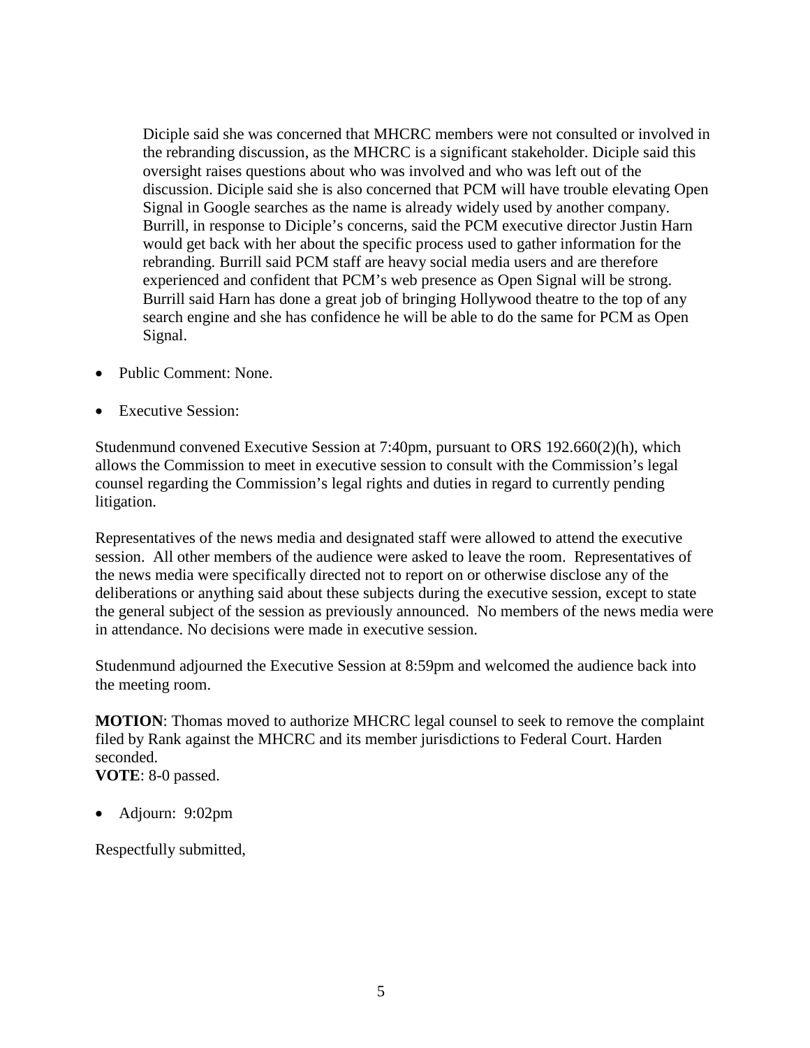Diciple said she was concerned that MHCRC members were not consulted or involved in the rebranding discussion, as the MHCRC is a significant stakeholder. Diciple said this oversight raises questions about who was involved and who was left out of the discussion. Diciple said she is also concerned that PCM will have trouble elevating Open Signal in Google searches as the name is already widely used by another company. Burrill, in response to Diciple's concerns, said the PCM executive director Justin Harn would get back with her about the specific process used to gather information for the rebranding. Burrill said PCM staff are heavy social media users and are therefore experienced and confident that PCM's web presence as Open Signal will be strong. Burrill said Harn has done a great job of bringing Hollywood theatre to the top of any search engine and she has confidence he will be able to do the same for PCM as Open Signal.

- Public Comment: None.

- Executive Session:

Studenmund convened Executive Session at 7:40pm, pursuant to ORS 192.660(2)(h), which allows the Commission to meet in executive session to consult with the Commission's legal counsel regarding the Commission's legal rights and duties in regard to currently pending litigation.

Representatives of the news media and designated staff were allowed to attend the executive session. All other members of the audience were asked to leave the room. Representatives of the news media were specifically directed not to report on or otherwise disclose any of the deliberations or anything said about these subjects during the executive session, except to state the general subject of the session as previously announced. No members of the news media were in attendance. No decisions were made in executive session.

Studenmund adjourned the Executive Session at 8:59pm and welcomed the audience back into the meeting room.

**MOTION**: Thomas moved to authorize MHCRC legal counsel to seek to remove the complaint filed by Rank against the MHCRC and its member jurisdictions to Federal Court. Harden seconded.
**VOTE**: 8-0 passed.

- Adjourn: 9:02pm

Respectfully submitted,